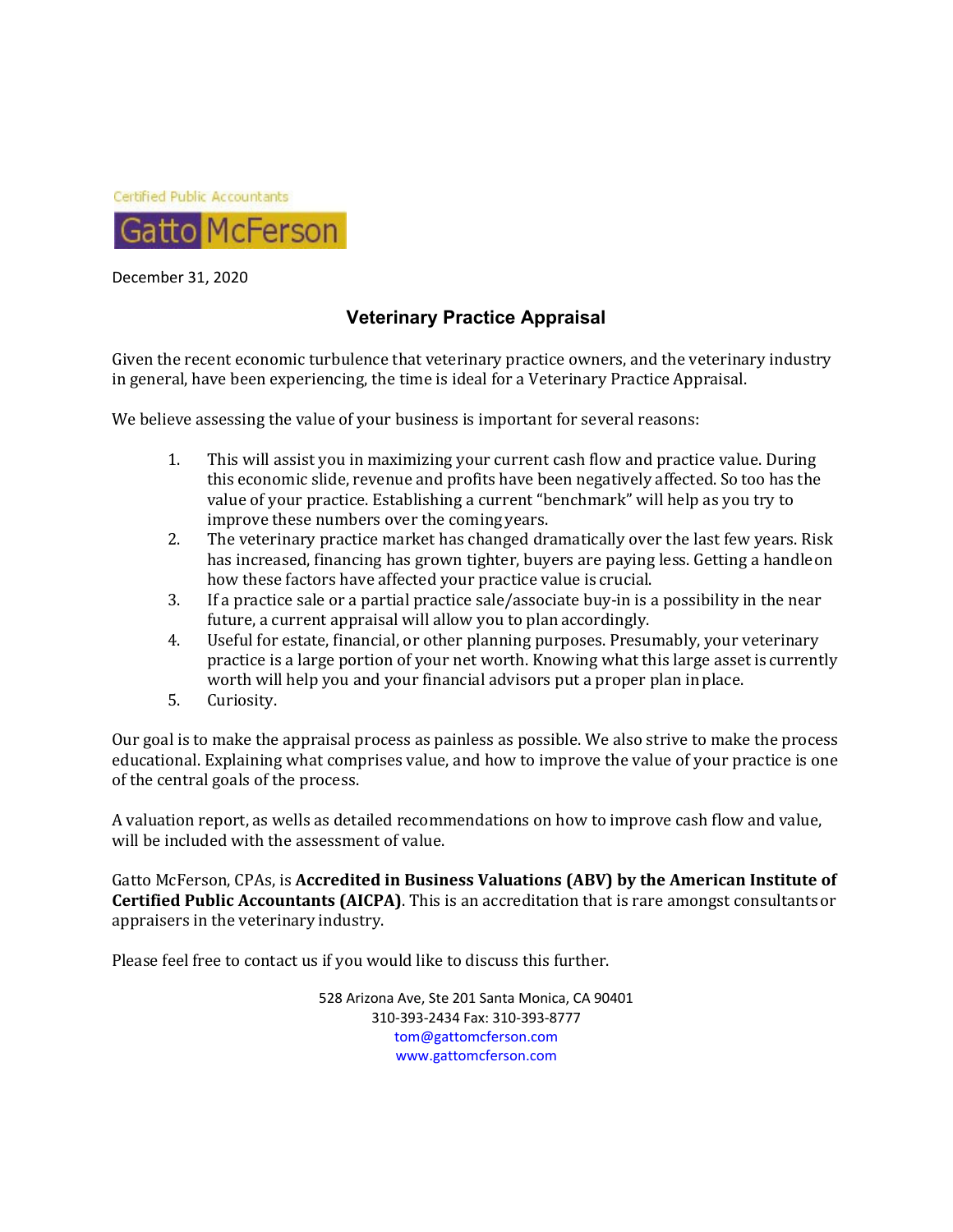Certified Public Accountants

**Gatto McFerson**

December 31, 2020

# Veterinary Practice Appraisal

Given the recent economic turbulence that veterinary practice owners, and the veterinary industry in general, have been experiencing, the time is ideal for a Veterinary Practice Appraisal.

We believe assessing the value of your business is important for several reasons:

1. This will assist you in maximizing your current cash flow and practice value. During this economic slide, revenue and profits have been negatively affected. So too has the value of your practice. Establishing a current "benchmark" will help as you try to improve these numbers over the coming years.
2. The veterinary practice market has changed dramatically over the last few years. Risk has increased, financing has grown tighter, buyers are paying less. Getting a handle on how these factors have affected your practice value is crucial.
3. If a practice sale or a partial practice sale/associate buy-in is a possibility in the near future, a current appraisal will allow you to plan accordingly.
4. Useful for estate, financial, or other planning purposes. Presumably, your veterinary practice is a large portion of your net worth. Knowing what this large asset is currently worth will help you and your financial advisors put a proper plan in place.
5. Curiosity.

Our goal is to make the appraisal process as painless as possible. We also strive to make the process educational. Explaining what comprises value, and how to improve the value of your practice is one of the central goals of the process.

A valuation report, as wells as detailed recommendations on how to improve cash flow and value, will be included with the assessment of value.

Gatto McFerson, CPAs, is **Accredited in Business Valuations (ABV) by the American Institute of Certified Public Accountants (AICPA)**. This is an accreditation that is rare amongst consultants or appraisers in the veterinary industry.

Please feel free to contact us if you would like to discuss this further.

528 Arizona Ave, Ste 201 Santa Monica, CA 90401
310-393-2434 Fax: 310-393-8777
tom@gattomcferson.com
www.gattomcferson.com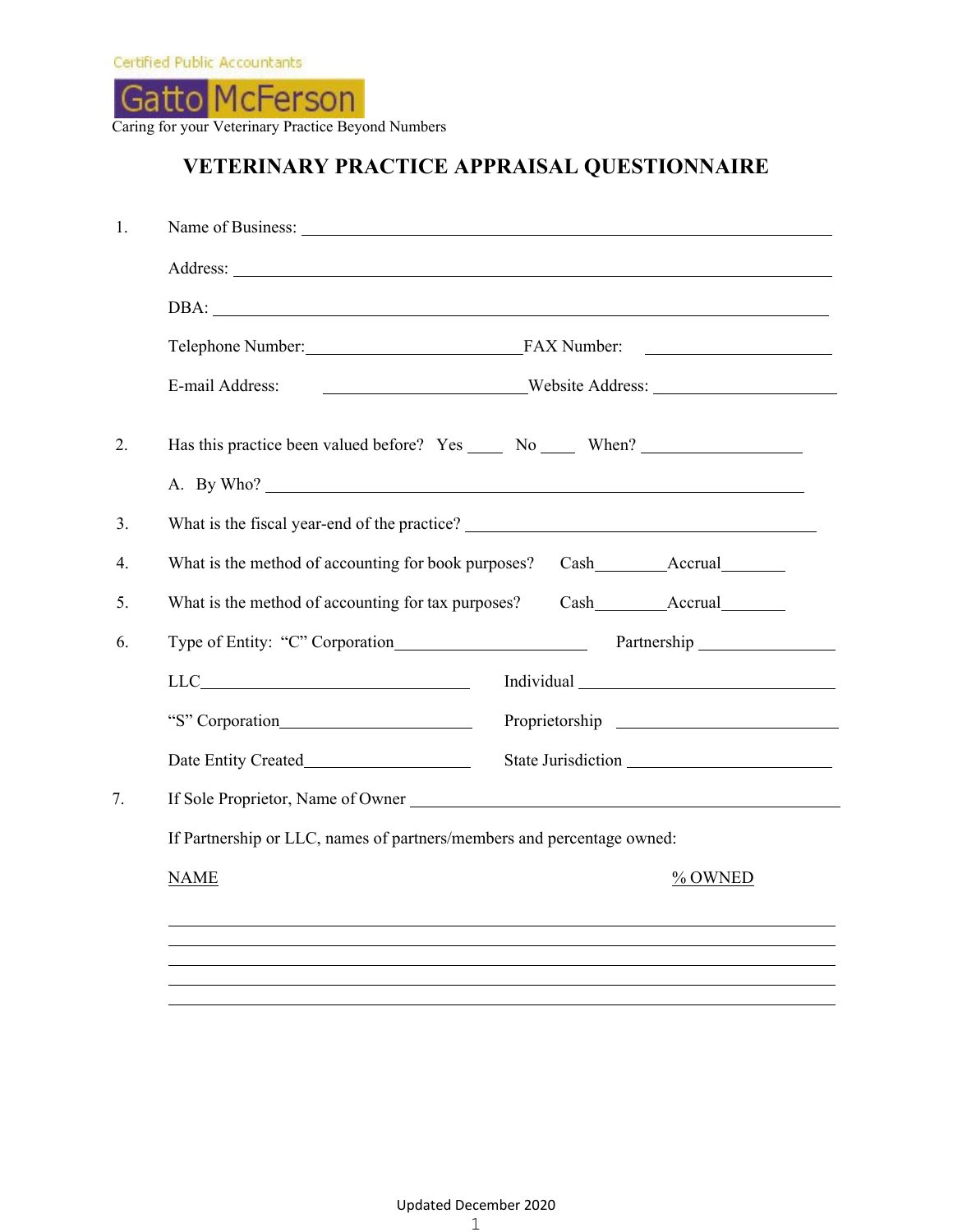Certified Public Accountants

Gatto McFerson

Caring for your Veterinary Practice Beyond Numbers

# VETERINARY PRACTICE APPRAISAL QUESTIONNAIRE

1. Name of Business: ______________________________

   Address: ______________________________

   DBA: ______________________________

   Telephone Number: ____________ FAX Number: ____________

   E-mail Address: ____________ Website Address: ____________

2. Has this practice been valued before? Yes ____ No ____ When? ____________

   A. By Who? ______________________________

3. What is the fiscal year-end of the practice? ______________________________

4. What is the method of accounting for book purposes? Cash________ Accrual________

5. What is the method of accounting for tax purposes? Cash________ Accrual________

6. Type of Entity: "C" Corporation____________ Partnership ____________

   LLC____________ Individual ____________

   "S" Corporation____________ Proprietorship ____________

   Date Entity Created____________ State Jurisdiction ____________

7. If Sole Proprietor, Name of Owner ______________________________

   If Partnership or LLC, names of partners/members and percentage owned:

| NAME | % OWNED |
|---|---|
| | |
| | |
| | |
| | |
| | |

Updated December 2020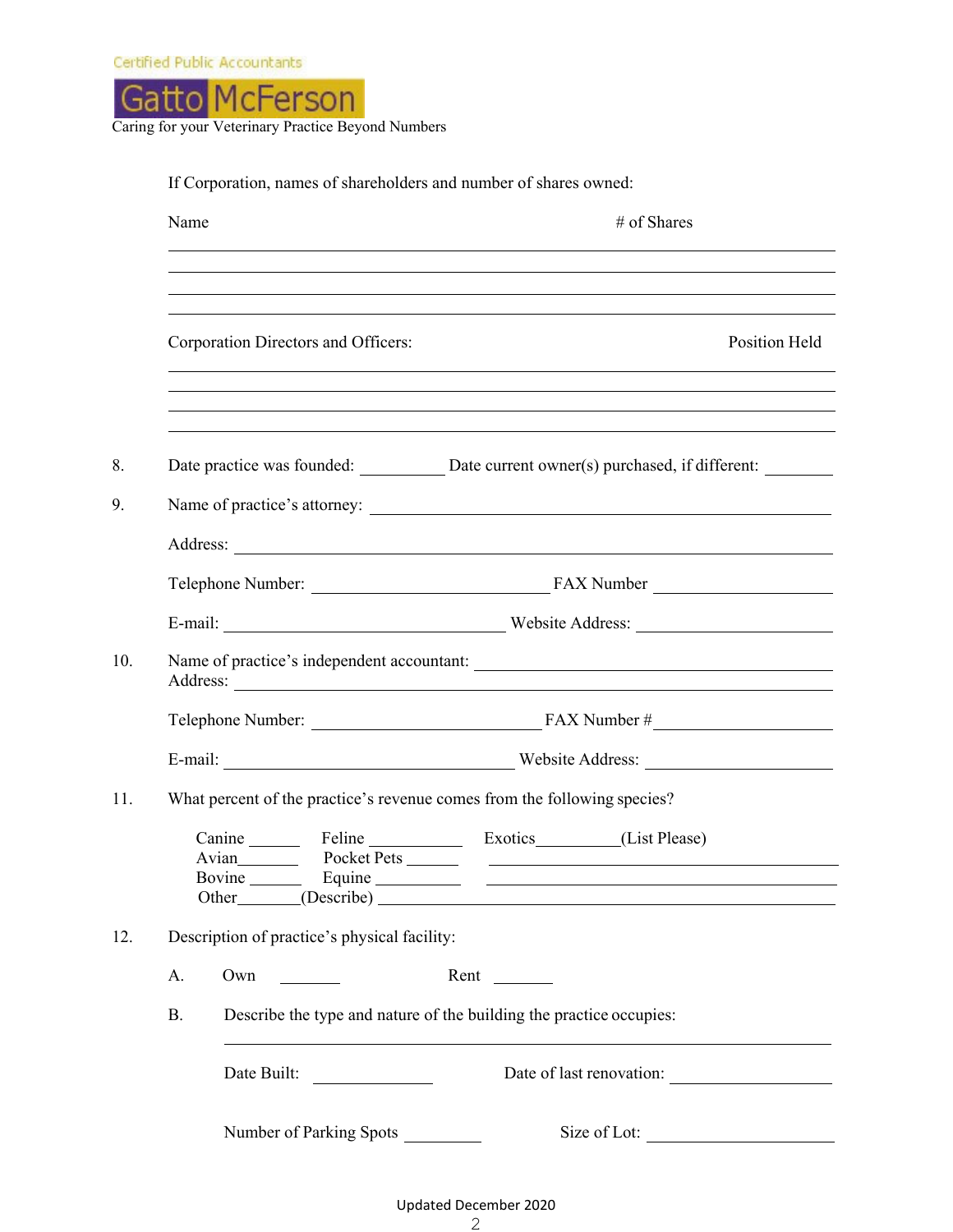If Corporation, names of shareholders and number of shares owned:

| Name | # of Shares |
|---|---|
| | |
| | |
| | |
| | |

| Corporation Directors and Officers: | Position Held |
|---|---|
| | |
| | |
| | |
| | |

8. Date practice was founded: __________ Date current owner(s) purchased, if different: ________

9. Name of practice's attorney: ______________________________________________

   Address: ______________________________________________

   Telephone Number: ________________________ FAX Number ____________________

   E-mail: ______________________________ Website Address: ____________________

10. Name of practice's independent accountant: ______________________________
    Address: ______________________________________________

    Telephone Number: ________________________ FAX Number #____________________

    E-mail: ______________________________ Website Address: ____________________

11. What percent of the practice's revenue comes from the following species?

    Canine ______ Feline ___________ Exotics__________(List Please)
    Avian_______ Pocket Pets ______ ______________________________
    Bovine ______ Equine __________ ______________________________
    Other_______(Describe) ______________________________________

12. Description of practice's physical facility:

    A. Own _______ Rent _______

    B. Describe the type and nature of the building the practice occupies:

       ______________________________________________

       Date Built: ______________ Date of last renovation: ________________

       Number of Parking Spots _________ Size of Lot: ____________________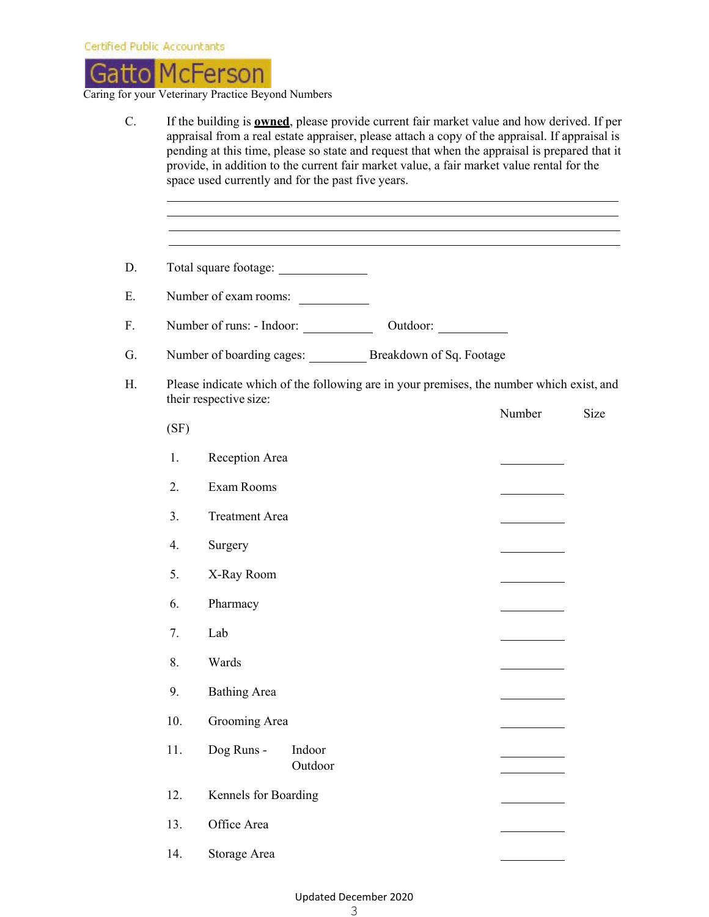C. If the building is **owned**, please provide current fair market value and how derived. If per appraisal from a real estate appraiser, please attach a copy of the appraisal. If appraisal is pending at this time, please so state and request that when the appraisal is prepared that it provide, in addition to the current fair market value, a fair market value rental for the space used currently and for the past five years.

\_\_\_\_\_\_\_\_\_\_\_\_\_\_\_\_\_\_\_\_\_\_\_\_\_\_\_\_\_\_\_\_\_\_\_\_\_\_\_\_\_\_\_\_\_\_\_\_\_\_\_\_\_\_\_\_\_\_\_\_\_\_\_\_\_\_\_\_\_\_

\_\_\_\_\_\_\_\_\_\_\_\_\_\_\_\_\_\_\_\_\_\_\_\_\_\_\_\_\_\_\_\_\_\_\_\_\_\_\_\_\_\_\_\_\_\_\_\_\_\_\_\_\_\_\_\_\_\_\_\_\_\_\_\_\_\_\_\_\_\_

\_\_\_\_\_\_\_\_\_\_\_\_\_\_\_\_\_\_\_\_\_\_\_\_\_\_\_\_\_\_\_\_\_\_\_\_\_\_\_\_\_\_\_\_\_\_\_\_\_\_\_\_\_\_\_\_\_\_\_\_\_\_\_\_\_\_\_\_\_\_

\_\_\_\_\_\_\_\_\_\_\_\_\_\_\_\_\_\_\_\_\_\_\_\_\_\_\_\_\_\_\_\_\_\_\_\_\_\_\_\_\_\_\_\_\_\_\_\_\_\_\_\_\_\_\_\_\_\_\_\_\_\_\_\_\_\_\_\_\_\_

D. Total square footage: \_\_\_\_\_\_\_\_\_\_\_\_\_\_

E. Number of exam rooms: \_\_\_\_\_\_\_\_\_\_\_\_

F. Number of runs: - Indoor: \_\_\_\_\_\_\_\_\_\_\_\_ Outdoor: \_\_\_\_\_\_\_\_\_\_\_\_

G. Number of boarding cages: \_\_\_\_\_\_\_\_\_\_ Breakdown of Sq. Footage

H. Please indicate which of the following are in your premises, the number which exist, and their respective size:

| | | Number | Size (SF) |
|---|---|---|---|
| 1. | Reception Area | \_\_\_\_\_\_\_\_\_\_ | |
| 2. | Exam Rooms | \_\_\_\_\_\_\_\_\_\_ | |
| 3. | Treatment Area | \_\_\_\_\_\_\_\_\_\_ | |
| 4. | Surgery | \_\_\_\_\_\_\_\_\_\_ | |
| 5. | X-Ray Room | \_\_\_\_\_\_\_\_\_\_ | |
| 6. | Pharmacy | \_\_\_\_\_\_\_\_\_\_ | |
| 7. | Lab | \_\_\_\_\_\_\_\_\_\_ | |
| 8. | Wards | \_\_\_\_\_\_\_\_\_\_ | |
| 9. | Bathing Area | \_\_\_\_\_\_\_\_\_\_ | |
| 10. | Grooming Area | \_\_\_\_\_\_\_\_\_\_ | |
| 11. | Dog Runs - Indoor | \_\_\_\_\_\_\_\_\_\_ | |
| | Outdoor | \_\_\_\_\_\_\_\_\_\_ | |
| 12. | Kennels for Boarding | \_\_\_\_\_\_\_\_\_\_ | |
| 13. | Office Area | \_\_\_\_\_\_\_\_\_\_ | |
| 14. | Storage Area | \_\_\_\_\_\_\_\_\_\_ | |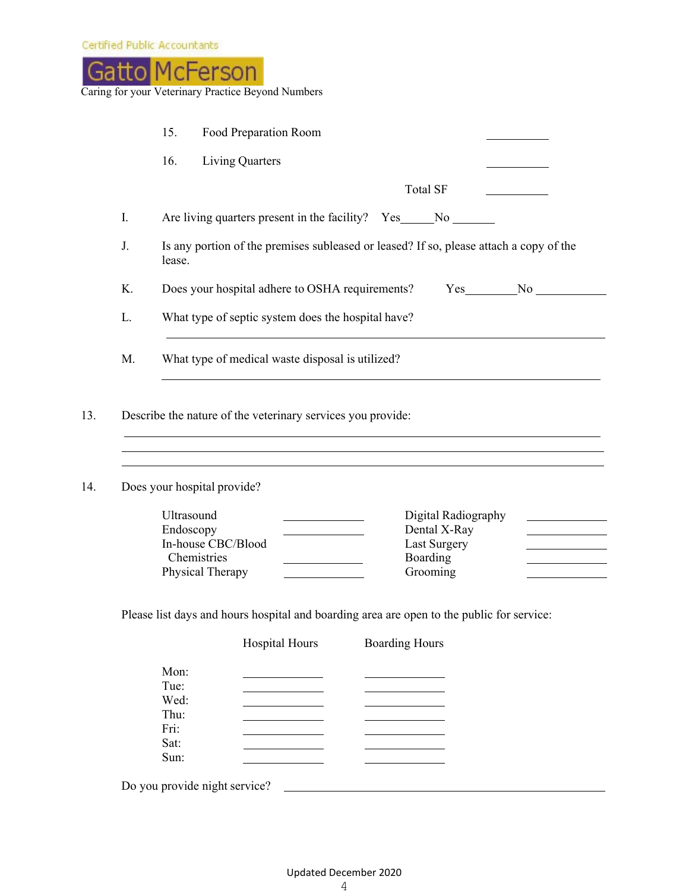15. Food Preparation Room ___________

16. Living Quarters ___________

Total SF ___________

I. Are living quarters present in the facility? Yes_____No _______

J. Is any portion of the premises subleased or leased? If so, please attach a copy of the lease.

K. Does your hospital adhere to OSHA requirements? Yes________No ___________

L. What type of septic system does the hospital have?

___________________________________________________________________________

M. What type of medical waste disposal is utilized?

___________________________________________________________________________

13. Describe the nature of the veterinary services you provide:

___________________________________________________________________________

___________________________________________________________________________

___________________________________________________________________________

14. Does your hospital provide?

| | | | |
|---|---|---|---|
| Ultrasound | ___________ | Digital Radiography | ___________ |
| Endoscopy | ___________ | Dental X-Ray | ___________ |
| In-house CBC/Blood Chemistries | ___________ | Last Surgery | ___________ |
| | | Boarding | ___________ |
| Physical Therapy | ___________ | Grooming | ___________ |

Please list days and hours hospital and boarding area are open to the public for service:

| | Hospital Hours | Boarding Hours |
|---|---|---|
| Mon: | ___________ | ___________ |
| Tue: | ___________ | ___________ |
| Wed: | ___________ | ___________ |
| Thu: | ___________ | ___________ |
| Fri: | ___________ | ___________ |
| Sat: | ___________ | ___________ |
| Sun: | ___________ | ___________ |

Do you provide night service? ___________________________________________

Updated December 2020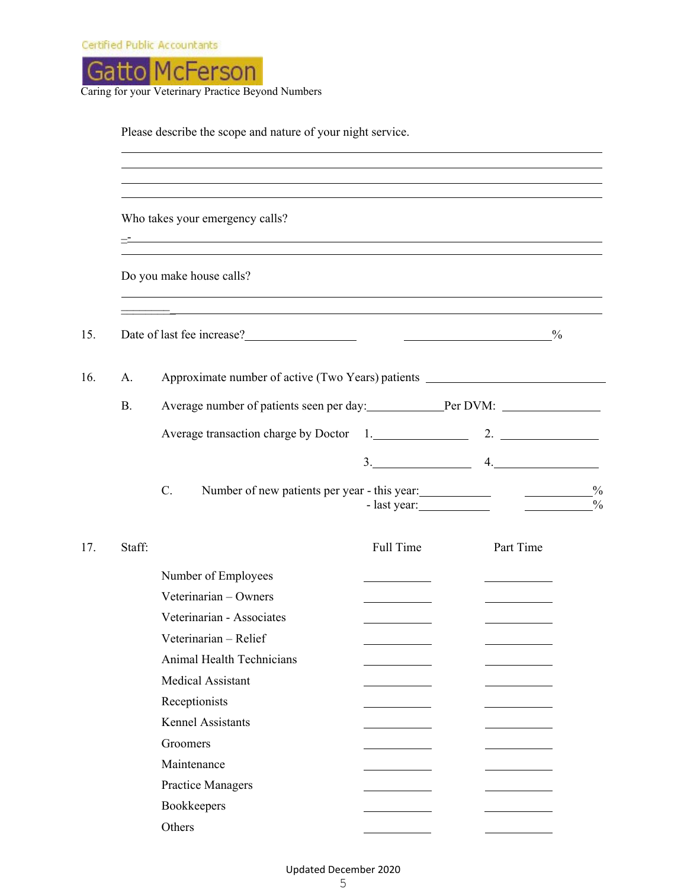Please describe the scope and nature of your night service.

\_\_\_\_\_\_\_\_\_\_\_\_\_\_\_\_\_\_\_\_\_\_\_\_\_\_\_\_\_\_\_\_\_\_\_\_\_\_\_\_\_\_\_\_\_\_\_\_\_\_\_\_\_\_\_\_\_\_\_\_

\_\_\_\_\_\_\_\_\_\_\_\_\_\_\_\_\_\_\_\_\_\_\_\_\_\_\_\_\_\_\_\_\_\_\_\_\_\_\_\_\_\_\_\_\_\_\_\_\_\_\_\_\_\_\_\_\_\_\_\_

\_\_\_\_\_\_\_\_\_\_\_\_\_\_\_\_\_\_\_\_\_\_\_\_\_\_\_\_\_\_\_\_\_\_\_\_\_\_\_\_\_\_\_\_\_\_\_\_\_\_\_\_\_\_\_\_\_\_\_\_

\_\_\_\_\_\_\_\_\_\_\_\_\_\_\_\_\_\_\_\_\_\_\_\_\_\_\_\_\_\_\_\_\_\_\_\_\_\_\_\_\_\_\_\_\_\_\_\_\_\_\_\_\_\_\_\_\_\_\_\_

Who takes your emergency calls?

\_\_\_\_\_\_\_\_\_\_\_\_\_\_\_\_\_\_\_\_\_\_\_\_\_\_\_\_\_\_\_\_\_\_\_\_\_\_\_\_\_\_\_\_\_\_\_\_\_\_\_\_\_\_\_\_\_\_\_\_

\_\_\_\_\_\_\_\_\_\_\_\_\_\_\_\_\_\_\_\_\_\_\_\_\_\_\_\_\_\_\_\_\_\_\_\_\_\_\_\_\_\_\_\_\_\_\_\_\_\_\_\_\_\_\_\_\_\_\_\_

Do you make house calls?

\_\_\_\_\_\_\_\_\_\_\_\_\_\_\_\_\_\_\_\_\_\_\_\_\_\_\_\_\_\_\_\_\_\_\_\_\_\_\_\_\_\_\_\_\_\_\_\_\_\_\_\_\_\_\_\_\_\_\_\_

\_\_\_\_\_\_\_\_\_\_\_\_\_\_\_\_\_\_\_\_\_\_\_\_\_\_\_\_\_\_\_\_\_\_\_\_\_\_\_\_\_\_\_\_\_\_\_\_\_\_\_\_\_\_\_\_\_\_\_\_

15. Date of last fee increase? \_\_\_\_\_\_\_\_\_\_\_\_\_\_\_\_ \_\_\_\_\_\_\_\_\_\_\_\_\_\_\_\_\_\_\_\_%

16. A. Approximate number of active (Two Years) patients \_\_\_\_\_\_\_\_\_\_\_\_\_\_\_\_\_\_\_\_\_\_\_\_

    B. Average number of patients seen per day: \_\_\_\_\_\_\_\_\_\_ Per DVM: \_\_\_\_\_\_\_\_\_\_\_\_\_

    Average transaction charge by Doctor 1. \_\_\_\_\_\_\_\_\_\_\_\_\_ 2. \_\_\_\_\_\_\_\_\_\_\_\_\_

    3. \_\_\_\_\_\_\_\_\_\_\_\_\_ 4. \_\_\_\_\_\_\_\_\_\_\_\_\_

    C. Number of new patients per year - this year: \_\_\_\_\_\_\_\_\_\_ \_\_\_\_\_\_\_\_\_\_%

    - last year: \_\_\_\_\_\_\_\_\_\_ \_\_\_\_\_\_\_\_\_\_%

17. Staff:

| | Full Time | Part Time |
|---|---|---|
| Number of Employees | \_\_\_\_\_\_\_\_\_\_ | \_\_\_\_\_\_\_\_\_\_ |
| Veterinarian – Owners | \_\_\_\_\_\_\_\_\_\_ | \_\_\_\_\_\_\_\_\_\_ |
| Veterinarian - Associates | \_\_\_\_\_\_\_\_\_\_ | \_\_\_\_\_\_\_\_\_\_ |
| Veterinarian – Relief | \_\_\_\_\_\_\_\_\_\_ | \_\_\_\_\_\_\_\_\_\_ |
| Animal Health Technicians | \_\_\_\_\_\_\_\_\_\_ | \_\_\_\_\_\_\_\_\_\_ |
| Medical Assistant | \_\_\_\_\_\_\_\_\_\_ | \_\_\_\_\_\_\_\_\_\_ |
| Receptionists | \_\_\_\_\_\_\_\_\_\_ | \_\_\_\_\_\_\_\_\_\_ |
| Kennel Assistants | \_\_\_\_\_\_\_\_\_\_ | \_\_\_\_\_\_\_\_\_\_ |
| Groomers | \_\_\_\_\_\_\_\_\_\_ | \_\_\_\_\_\_\_\_\_\_ |
| Maintenance | \_\_\_\_\_\_\_\_\_\_ | \_\_\_\_\_\_\_\_\_\_ |
| Practice Managers | \_\_\_\_\_\_\_\_\_\_ | \_\_\_\_\_\_\_\_\_\_ |
| Bookkeepers | \_\_\_\_\_\_\_\_\_\_ | \_\_\_\_\_\_\_\_\_\_ |
| Others | \_\_\_\_\_\_\_\_\_\_ | \_\_\_\_\_\_\_\_\_\_ |

Updated December 2020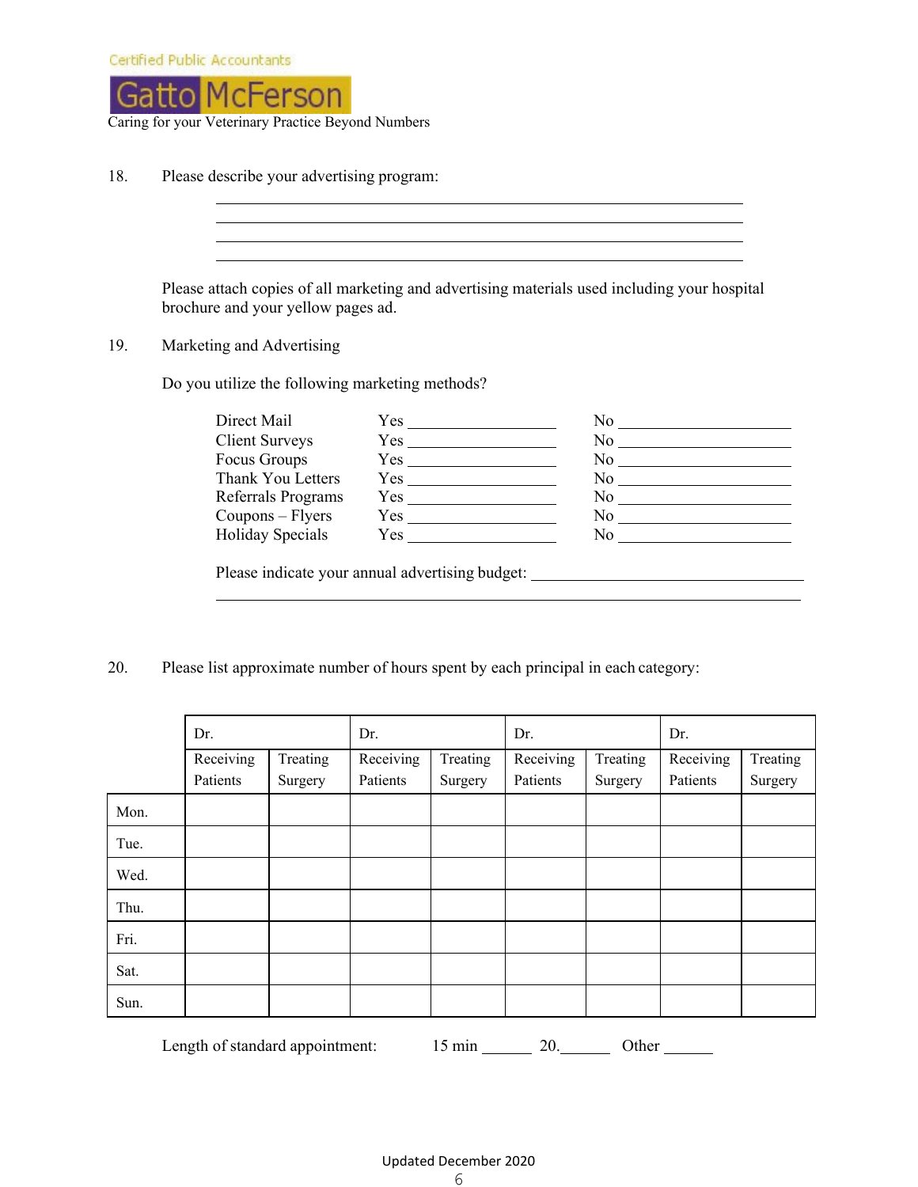Certified Public Accountants

**Gatto McFerson**

Caring for your Veterinary Practice Beyond Numbers

18. Please describe your advertising program:

    ______________________________________________
    ______________________________________________
    ______________________________________________
    ______________________________________________

    Please attach copies of all marketing and advertising materials used including your hospital brochure and your yellow pages ad.

19. Marketing and Advertising

    Do you utilize the following marketing methods?

    | | | |
    |---|---|---|
    | Direct Mail | Yes ____________ | No ____________ |
    | Client Surveys | Yes ____________ | No ____________ |
    | Focus Groups | Yes ____________ | No ____________ |
    | Thank You Letters | Yes ____________ | No ____________ |
    | Referrals Programs | Yes ____________ | No ____________ |
    | Coupons – Flyers | Yes ____________ | No ____________ |
    | Holiday Specials | Yes ____________ | No ____________ |

    Please indicate your annual advertising budget: ______________________
    ______________________________________________

20. Please list approximate number of hours spent by each principal in each category:

| | Dr. | | Dr. | | Dr. | | Dr. | |
|---|---|---|---|---|---|---|---|---|
| | Receiving Patients | Treating Surgery | Receiving Patients | Treating Surgery | Receiving Patients | Treating Surgery | Receiving Patients | Treating Surgery |
| Mon. | | | | | | | | |
| Tue. | | | | | | | | |
| Wed. | | | | | | | | |
| Thu. | | | | | | | | |
| Fri. | | | | | | | | |
| Sat. | | | | | | | | |
| Sun. | | | | | | | | |

Length of standard appointment: 15 min ______ 20.______ Other ______

Updated December 2020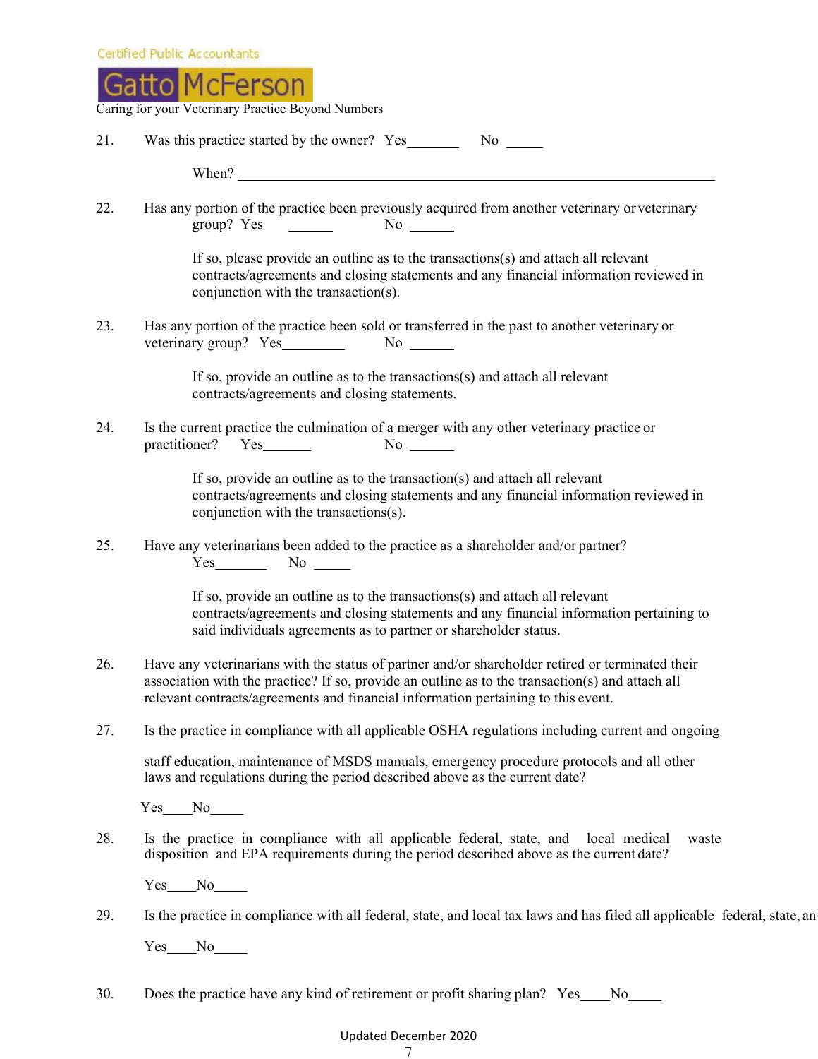21. Was this practice started by the owner? Yes_______ No _____

    When? ________________________________________________________________

22. Has any portion of the practice been previously acquired from another veterinary or veterinary group? Yes ______ No ______

    If so, please provide an outline as to the transactions(s) and attach all relevant contracts/agreements and closing statements and any financial information reviewed in conjunction with the transaction(s).

23. Has any portion of the practice been sold or transferred in the past to another veterinary or veterinary group? Yes_________ No ______

    If so, provide an outline as to the transactions(s) and attach all relevant contracts/agreements and closing statements.

24. Is the current practice the culmination of a merger with any other veterinary practice or practitioner? Yes_______ No ______

    If so, provide an outline as to the transaction(s) and attach all relevant contracts/agreements and closing statements and any financial information reviewed in conjunction with the transactions(s).

25. Have any veterinarians been added to the practice as a shareholder and/or partner?
    Yes_______ No _____

    If so, provide an outline as to the transactions(s) and attach all relevant contracts/agreements and closing statements and any financial information pertaining to said individuals agreements as to partner or shareholder status.

26. Have any veterinarians with the status of partner and/or shareholder retired or terminated their association with the practice? If so, provide an outline as to the transaction(s) and attach all relevant contracts/agreements and financial information pertaining to this event.

27. Is the practice in compliance with all applicable OSHA regulations including current and ongoing

    staff education, maintenance of MSDS manuals, emergency procedure protocols and all other laws and regulations during the period described above as the current date?

    Yes____No_____

28. Is the practice in compliance with all applicable federal, state, and local medical waste disposition and EPA requirements during the period described above as the current date?

    Yes____No_____

29. Is the practice in compliance with all federal, state, and local tax laws and has filed all applicable federal, state, an

    Yes____No_____

30. Does the practice have any kind of retirement or profit sharing plan? Yes____No_____

Updated December 2020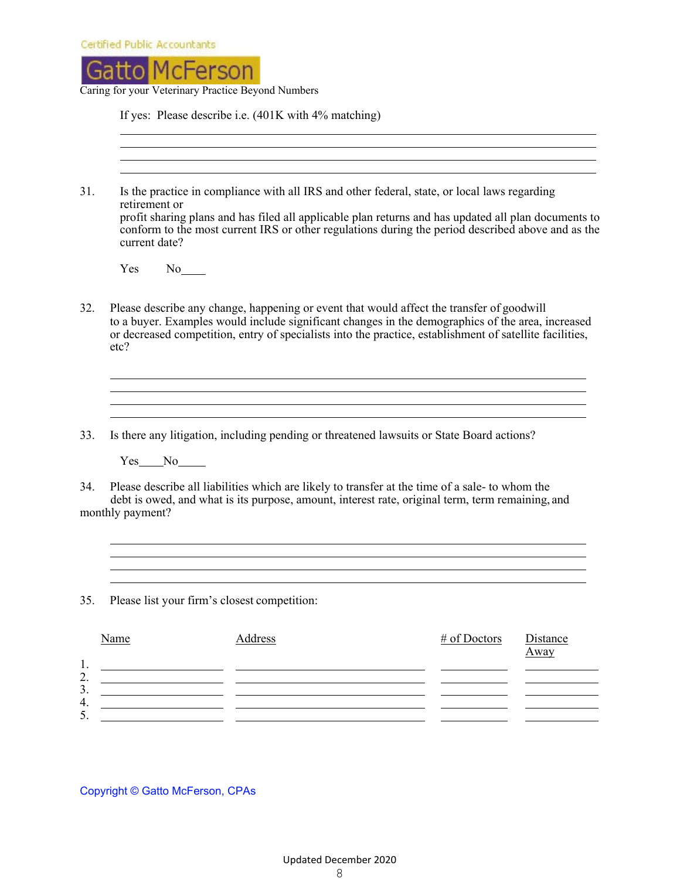If yes: Please describe i.e. (401K with 4% matching)

\_\_\_\_\_\_\_\_\_\_\_\_\_\_\_\_\_\_\_\_\_\_\_\_\_\_\_\_\_\_\_\_\_\_\_\_\_\_\_\_\_\_\_\_\_\_\_\_\_\_\_\_\_\_\_\_\_\_\_\_\_\_\_\_\_\_\_\_\_\_\_\_\_\_\_\_
\_\_\_\_\_\_\_\_\_\_\_\_\_\_\_\_\_\_\_\_\_\_\_\_\_\_\_\_\_\_\_\_\_\_\_\_\_\_\_\_\_\_\_\_\_\_\_\_\_\_\_\_\_\_\_\_\_\_\_\_\_\_\_\_\_\_\_\_\_\_\_\_\_\_\_\_
\_\_\_\_\_\_\_\_\_\_\_\_\_\_\_\_\_\_\_\_\_\_\_\_\_\_\_\_\_\_\_\_\_\_\_\_\_\_\_\_\_\_\_\_\_\_\_\_\_\_\_\_\_\_\_\_\_\_\_\_\_\_\_\_\_\_\_\_\_\_\_\_\_\_\_\_
\_\_\_\_\_\_\_\_\_\_\_\_\_\_\_\_\_\_\_\_\_\_\_\_\_\_\_\_\_\_\_\_\_\_\_\_\_\_\_\_\_\_\_\_\_\_\_\_\_\_\_\_\_\_\_\_\_\_\_\_\_\_\_\_\_\_\_\_\_\_\_\_\_\_\_\_

31. Is the practice in compliance with all IRS and other federal, state, or local laws regarding retirement or
profit sharing plans and has filed all applicable plan returns and has updated all plan documents to conform to the most current IRS or other regulations during the period described above and as the current date?

    Yes     No\_\_\_\_

32. Please describe any change, happening or event that would affect the transfer of goodwill to a buyer. Examples would include significant changes in the demographics of the area, increased or decreased competition, entry of specialists into the practice, establishment of satellite facilities, etc?

\_\_\_\_\_\_\_\_\_\_\_\_\_\_\_\_\_\_\_\_\_\_\_\_\_\_\_\_\_\_\_\_\_\_\_\_\_\_\_\_\_\_\_\_\_\_\_\_\_\_\_\_\_\_\_\_\_\_\_\_\_\_\_\_\_\_\_\_\_\_\_\_\_\_\_\_
\_\_\_\_\_\_\_\_\_\_\_\_\_\_\_\_\_\_\_\_\_\_\_\_\_\_\_\_\_\_\_\_\_\_\_\_\_\_\_\_\_\_\_\_\_\_\_\_\_\_\_\_\_\_\_\_\_\_\_\_\_\_\_\_\_\_\_\_\_\_\_\_\_\_\_\_
\_\_\_\_\_\_\_\_\_\_\_\_\_\_\_\_\_\_\_\_\_\_\_\_\_\_\_\_\_\_\_\_\_\_\_\_\_\_\_\_\_\_\_\_\_\_\_\_\_\_\_\_\_\_\_\_\_\_\_\_\_\_\_\_\_\_\_\_\_\_\_\_\_\_\_\_
\_\_\_\_\_\_\_\_\_\_\_\_\_\_\_\_\_\_\_\_\_\_\_\_\_\_\_\_\_\_\_\_\_\_\_\_\_\_\_\_\_\_\_\_\_\_\_\_\_\_\_\_\_\_\_\_\_\_\_\_\_\_\_\_\_\_\_\_\_\_\_\_\_\_\_\_

33. Is there any litigation, including pending or threatened lawsuits or State Board actions?

    Yes\_\_\_\_No\_\_\_\_\_

34. Please describe all liabilities which are likely to transfer at the time of a sale- to whom the debt is owed, and what is its purpose, amount, interest rate, original term, term remaining, and monthly payment?

\_\_\_\_\_\_\_\_\_\_\_\_\_\_\_\_\_\_\_\_\_\_\_\_\_\_\_\_\_\_\_\_\_\_\_\_\_\_\_\_\_\_\_\_\_\_\_\_\_\_\_\_\_\_\_\_\_\_\_\_\_\_\_\_\_\_\_\_\_\_\_\_\_\_\_\_
\_\_\_\_\_\_\_\_\_\_\_\_\_\_\_\_\_\_\_\_\_\_\_\_\_\_\_\_\_\_\_\_\_\_\_\_\_\_\_\_\_\_\_\_\_\_\_\_\_\_\_\_\_\_\_\_\_\_\_\_\_\_\_\_\_\_\_\_\_\_\_\_\_\_\_\_
\_\_\_\_\_\_\_\_\_\_\_\_\_\_\_\_\_\_\_\_\_\_\_\_\_\_\_\_\_\_\_\_\_\_\_\_\_\_\_\_\_\_\_\_\_\_\_\_\_\_\_\_\_\_\_\_\_\_\_\_\_\_\_\_\_\_\_\_\_\_\_\_\_\_\_\_
\_\_\_\_\_\_\_\_\_\_\_\_\_\_\_\_\_\_\_\_\_\_\_\_\_\_\_\_\_\_\_\_\_\_\_\_\_\_\_\_\_\_\_\_\_\_\_\_\_\_\_\_\_\_\_\_\_\_\_\_\_\_\_\_\_\_\_\_\_\_\_\_\_\_\_\_

35. Please list your firm's closest competition:

| | Name | Address | # of Doctors | Distance Away |
|---|---|---|---|---|
| 1. | | | | |
| 2. | | | | |
| 3. | | | | |
| 4. | | | | |
| 5. | | | | |

Copyright © Gatto McFerson, CPAs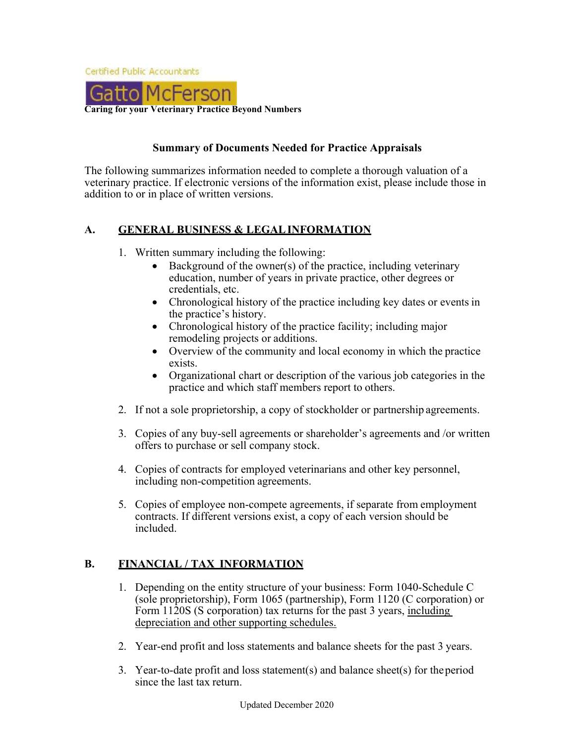Certified Public Accountants

Gatto McFerson

**Caring for your Veterinary Practice Beyond Numbers**

## Summary of Documents Needed for Practice Appraisals

The following summarizes information needed to complete a thorough valuation of a veterinary practice. If electronic versions of the information exist, please include those in addition to or in place of written versions.

### A. GENERAL BUSINESS & LEGAL INFORMATION

1. Written summary including the following:
   - Background of the owner(s) of the practice, including veterinary education, number of years in private practice, other degrees or credentials, etc.
   - Chronological history of the practice including key dates or events in the practice's history.
   - Chronological history of the practice facility; including major remodeling projects or additions.
   - Overview of the community and local economy in which the practice exists.
   - Organizational chart or description of the various job categories in the practice and which staff members report to others.
2. If not a sole proprietorship, a copy of stockholder or partnership agreements.
3. Copies of any buy-sell agreements or shareholder's agreements and /or written offers to purchase or sell company stock.
4. Copies of contracts for employed veterinarians and other key personnel, including non-competition agreements.
5. Copies of employee non-compete agreements, if separate from employment contracts. If different versions exist, a copy of each version should be included.

### B. FINANCIAL / TAX INFORMATION

1. Depending on the entity structure of your business: Form 1040-Schedule C (sole proprietorship), Form 1065 (partnership), Form 1120 (C corporation) or Form 1120S (S corporation) tax returns for the past 3 years, including depreciation and other supporting schedules.
2. Year-end profit and loss statements and balance sheets for the past 3 years.
3. Year-to-date profit and loss statement(s) and balance sheet(s) for the period since the last tax return.

Updated December 2020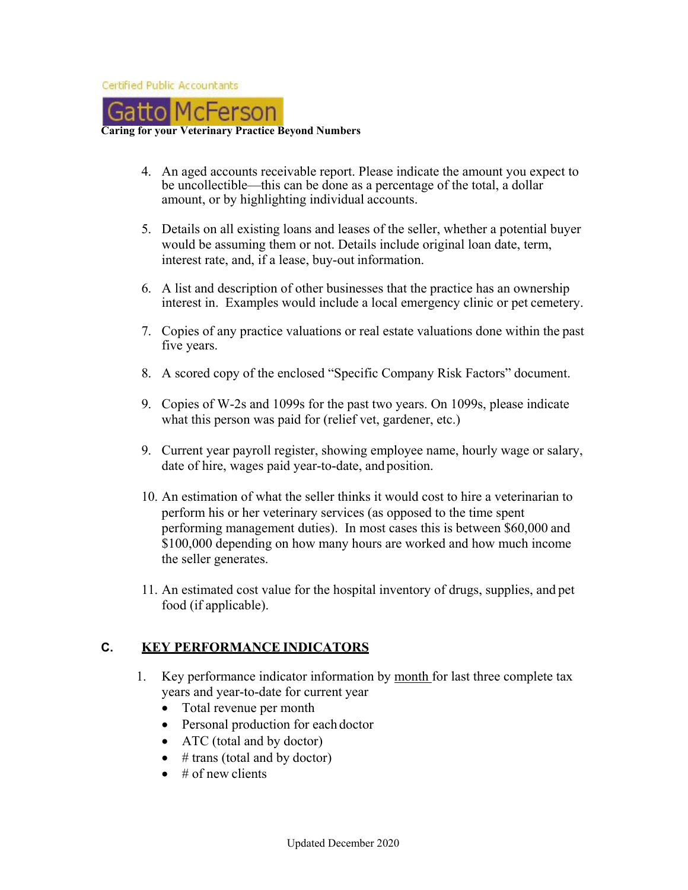4. An aged accounts receivable report. Please indicate the amount you expect to be uncollectible—this can be done as a percentage of the total, a dollar amount, or by highlighting individual accounts.

5. Details on all existing loans and leases of the seller, whether a potential buyer would be assuming them or not. Details include original loan date, term, interest rate, and, if a lease, buy-out information.

6. A list and description of other businesses that the practice has an ownership interest in. Examples would include a local emergency clinic or pet cemetery.

7. Copies of any practice valuations or real estate valuations done within the past five years.

8. A scored copy of the enclosed "Specific Company Risk Factors" document.

9. Copies of W-2s and 1099s for the past two years. On 1099s, please indicate what this person was paid for (relief vet, gardener, etc.)

9. Current year payroll register, showing employee name, hourly wage or salary, date of hire, wages paid year-to-date, and position.

10. An estimation of what the seller thinks it would cost to hire a veterinarian to perform his or her veterinary services (as opposed to the time spent performing management duties). In most cases this is between $60,000 and $100,000 depending on how many hours are worked and how much income the seller generates.

11. An estimated cost value for the hospital inventory of drugs, supplies, and pet food (if applicable).

## C. KEY PERFORMANCE INDICATORS

1. Key performance indicator information by month for last three complete tax years and year-to-date for current year
   - Total revenue per month
   - Personal production for each doctor
   - ATC (total and by doctor)
   - # trans (total and by doctor)
   - # of new clients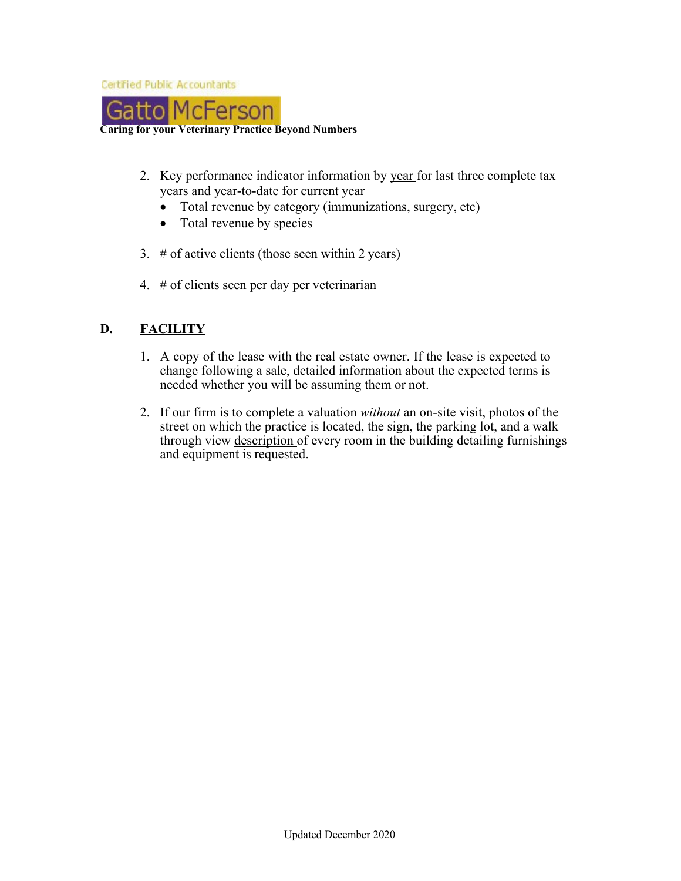2. Key performance indicator information by year for last three complete tax years and year-to-date for current year
   - Total revenue by category (immunizations, surgery, etc)
   - Total revenue by species

3. # of active clients (those seen within 2 years)

4. # of clients seen per day per veterinarian

## D. FACILITY

1. A copy of the lease with the real estate owner. If the lease is expected to change following a sale, detailed information about the expected terms is needed whether you will be assuming them or not.

2. If our firm is to complete a valuation *without* an on-site visit, photos of the street on which the practice is located, the sign, the parking lot, and a walk through view description of every room in the building detailing furnishings and equipment is requested.